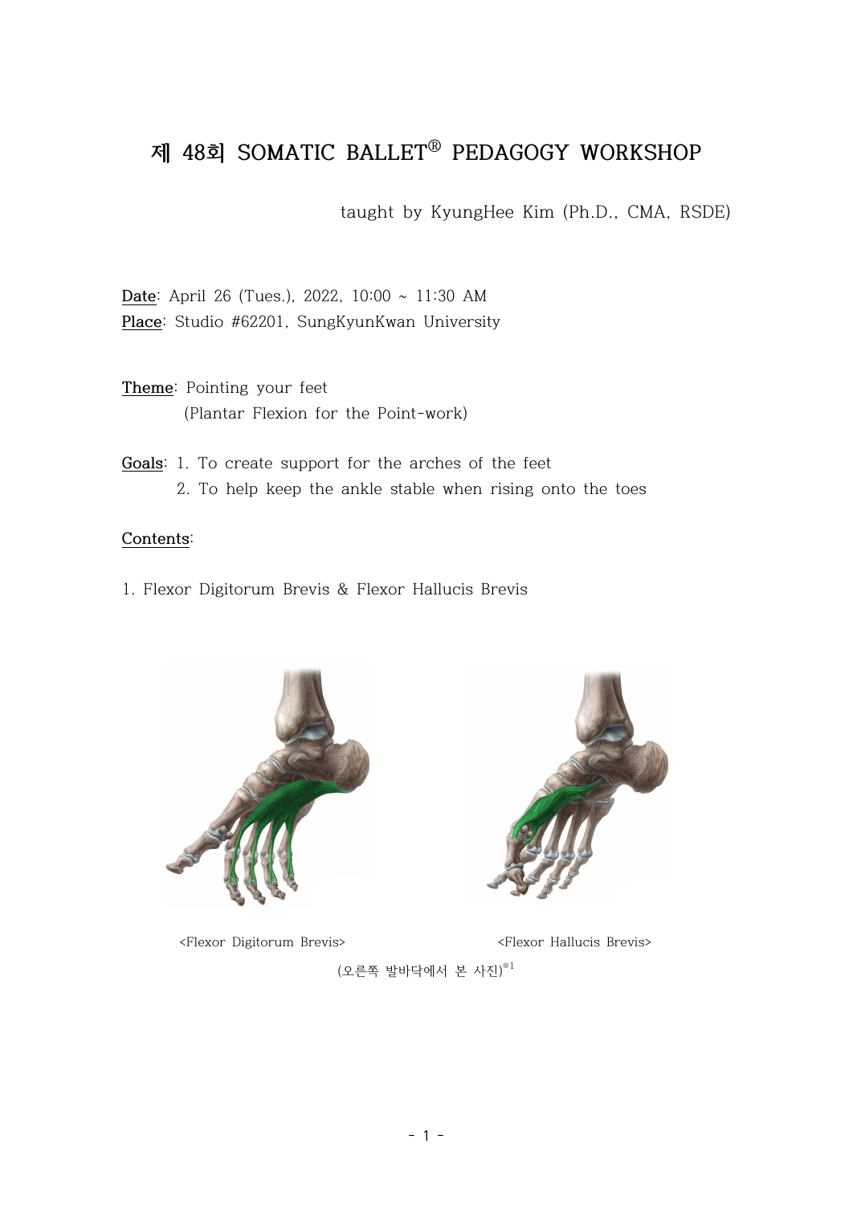# 제 48회 SOMATIC BALLET® PEDAGOGY WORKSHOP

taught by KyungHee Kim (Ph.D., CMA, RSDE)

**Date**: April 26 (Tues.), 2022, 10:00 ~ 11:30 AM
**Place**: Studio #62201, SungKyunKwan University

**Theme**: Pointing your feet
(Plantar Flexion for the Point-work)

**Goals**: 1. To create support for the arches of the feet
2. To help keep the ankle stable when rising onto the toes

**Contents**:

1. Flexor Digitorum Brevis & Flexor Hallucis Brevis

<Flexor Digitorum Brevis> <Flexor Hallucis Brevis>

(오른쪽 발바닥에서 본 사진)※1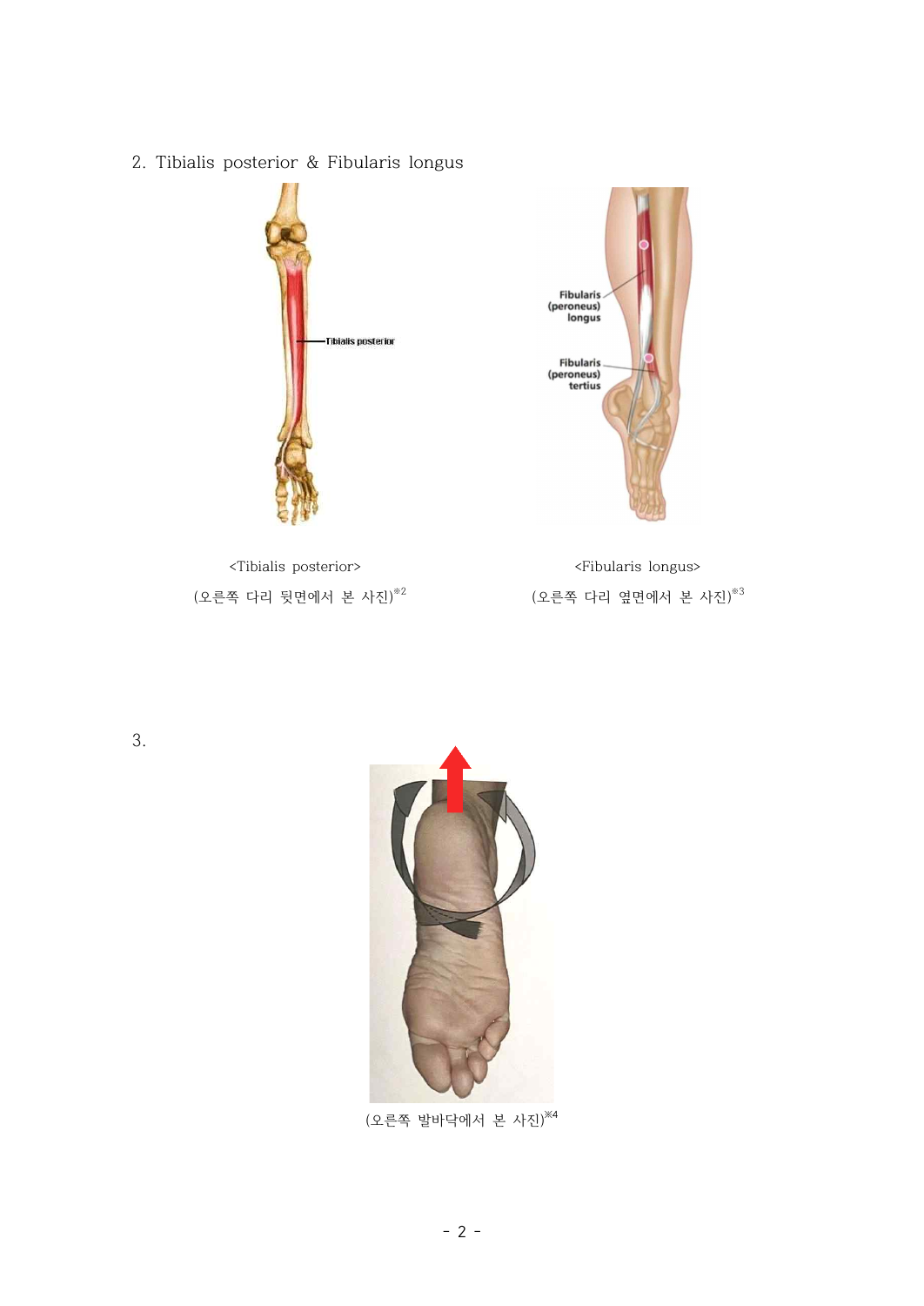2. Tibialis posterior & Fibularis longus

<Tibialis posterior>

(오른쪽 다리 뒷면에서 본 사진)※2

<Fibularis longus>

(오른쪽 다리 옆면에서 본 사진)※3

3.

(오른쪽 발바닥에서 본 사진)※4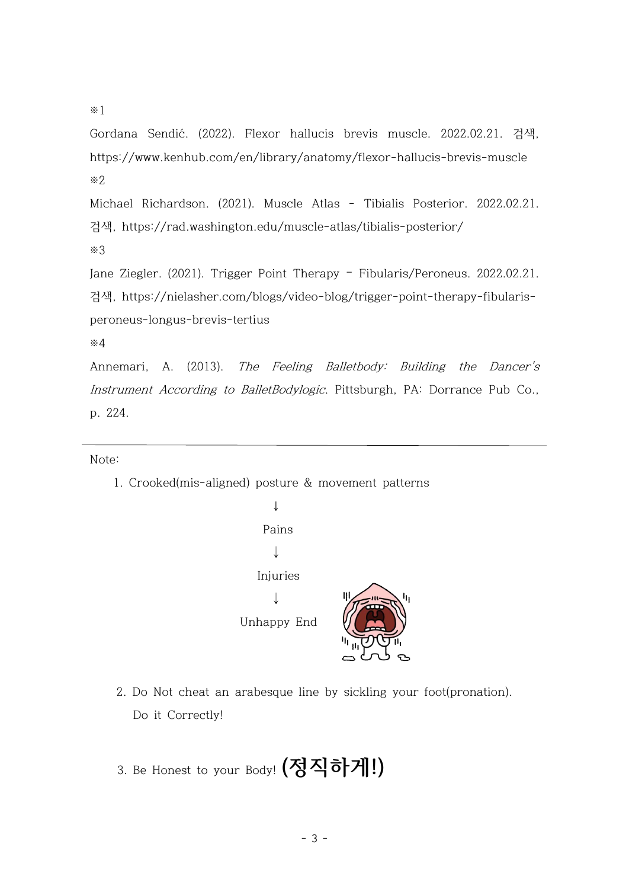※1

Gordana Sendić. (2022). Flexor hallucis brevis muscle. 2022.02.21. 검색, https://www.kenhub.com/en/library/anatomy/flexor-hallucis-brevis-muscle

※2

Michael Richardson. (2021). Muscle Atlas - Tibialis Posterior. 2022.02.21. 검색, https://rad.washington.edu/muscle-atlas/tibialis-posterior/

※3

Jane Ziegler. (2021). Trigger Point Therapy - Fibularis/Peroneus. 2022.02.21. 검색, https://nielasher.com/blogs/video-blog/trigger-point-therapy-fibularis-peroneus-longus-brevis-tertius

※4

Annemari, A. (2013). *The Feeling Balletbody: Building the Dancer's Instrument According to BalletBodylogic*. Pittsburgh, PA: Dorrance Pub Co., p. 224.

---

Note:

1. Crooked(mis-aligned) posture & movement patterns

   ↓

   Pains

   ↓

   Injuries

   ↓

   Unhappy End

2. Do Not cheat an arabesque line by sickling your foot(pronation). Do it Correctly!

3. Be Honest to your Body! **(정직하게!)**